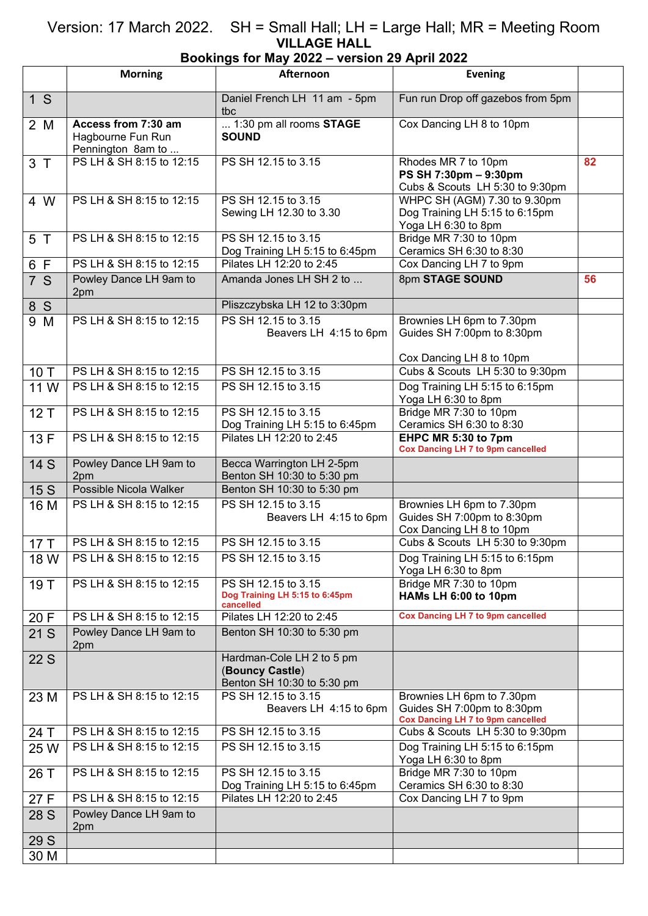Version: 17 March 2022. SH = Small Hall; LH = Large Hall; MR = Meeting Room

## VILLAGE HALL

### Bookings for May 2022 – version 29 April 2022

| | Morning | Afternoon | Evening | |
|---|---|---|---|---|
| 1 S | | Daniel French LH 11 am - 5pm tbc | Fun run Drop off gazebos from 5pm | |
| 2 M | **Access from 7:30 am** Hagbourne Fun Run Pennington 8am to ... | ... 1:30 pm all rooms **STAGE SOUND** | Cox Dancing LH 8 to 10pm | |
| 3 T | PS LH & SH 8:15 to 12:15 | PS SH 12.15 to 3.15 | Rhodes MR 7 to 10pm **PS SH 7:30pm – 9:30pm** Cubs & Scouts LH 5:30 to 9:30pm | 82 |
| 4 W | PS LH & SH 8:15 to 12:15 | PS SH 12.15 to 3.15 Sewing LH 12.30 to 3.30 | WHPC SH (AGM) 7.30 to 9.30pm Dog Training LH 5:15 to 6:15pm Yoga LH 6:30 to 8pm | |
| 5 T | PS LH & SH 8:15 to 12:15 | PS SH 12.15 to 3.15 Dog Training LH 5:15 to 6:45pm | Bridge MR 7:30 to 10pm Ceramics SH 6:30 to 8:30 | |
| 6 F | PS LH & SH 8:15 to 12:15 | Pilates LH 12:20 to 2:45 | Cox Dancing LH 7 to 9pm | |
| 7 S | Powley Dance LH 9am to 2pm | Amanda Jones LH SH 2 to ... | 8pm **STAGE SOUND** | 56 |
| 8 S | | Pliszczybska LH 12 to 3:30pm | | |
| 9 M | PS LH & SH 8:15 to 12:15 | PS SH 12.15 to 3.15 Beavers LH 4:15 to 6pm | Brownies LH 6pm to 7.30pm Guides SH 7:00pm to 8:30pm Cox Dancing LH 8 to 10pm | |
| 10 T | PS LH & SH 8:15 to 12:15 | PS SH 12.15 to 3.15 | Cubs & Scouts LH 5:30 to 9:30pm | |
| 11 W | PS LH & SH 8:15 to 12:15 | PS SH 12.15 to 3.15 | Dog Training LH 5:15 to 6:15pm Yoga LH 6:30 to 8pm | |
| 12 T | PS LH & SH 8:15 to 12:15 | PS SH 12.15 to 3.15 Dog Training LH 5:15 to 6:45pm | Bridge MR 7:30 to 10pm Ceramics SH 6:30 to 8:30 | |
| 13 F | PS LH & SH 8:15 to 12:15 | Pilates LH 12:20 to 2:45 | **EHPC MR 5:30 to 7pm** **Cox Dancing LH 7 to 9pm cancelled** | |
| 14 S | Powley Dance LH 9am to 2pm | Becca Warrington LH 2-5pm Benton SH 10:30 to 5:30 pm | | |
| 15 S | Possible Nicola Walker | Benton SH 10:30 to 5:30 pm | | |
| 16 M | PS LH & SH 8:15 to 12:15 | PS SH 12.15 to 3.15 Beavers LH 4:15 to 6pm | Brownies LH 6pm to 7.30pm Guides SH 7:00pm to 8:30pm Cox Dancing LH 8 to 10pm | |
| 17 T | PS LH & SH 8:15 to 12:15 | PS SH 12.15 to 3.15 | Cubs & Scouts LH 5:30 to 9:30pm | |
| 18 W | PS LH & SH 8:15 to 12:15 | PS SH 12.15 to 3.15 | Dog Training LH 5:15 to 6:15pm Yoga LH 6:30 to 8pm | |
| 19 T | PS LH & SH 8:15 to 12:15 | PS SH 12.15 to 3.15 **Dog Training LH 5:15 to 6:45pm cancelled** | Bridge MR 7:30 to 10pm **HAMs LH 6:00 to 10pm** | |
| 20 F | PS LH & SH 8:15 to 12:15 | Pilates LH 12:20 to 2:45 | **Cox Dancing LH 7 to 9pm cancelled** | |
| 21 S | Powley Dance LH 9am to 2pm | Benton SH 10:30 to 5:30 pm | | |
| 22 S | | Hardman-Cole LH 2 to 5 pm (**Bouncy Castle**) Benton SH 10:30 to 5:30 pm | | |
| 23 M | PS LH & SH 8:15 to 12:15 | PS SH 12.15 to 3.15 Beavers LH 4:15 to 6pm | Brownies LH 6pm to 7.30pm Guides SH 7:00pm to 8:30pm **Cox Dancing LH 7 to 9pm cancelled** | |
| 24 T | PS LH & SH 8:15 to 12:15 | PS SH 12.15 to 3.15 | Cubs & Scouts LH 5:30 to 9:30pm | |
| 25 W | PS LH & SH 8:15 to 12:15 | PS SH 12.15 to 3.15 | Dog Training LH 5:15 to 6:15pm Yoga LH 6:30 to 8pm | |
| 26 T | PS LH & SH 8:15 to 12:15 | PS SH 12.15 to 3.15 Dog Training LH 5:15 to 6:45pm | Bridge MR 7:30 to 10pm Ceramics SH 6:30 to 8:30 | |
| 27 F | PS LH & SH 8:15 to 12:15 | Pilates LH 12:20 to 2:45 | Cox Dancing LH 7 to 9pm | |
| 28 S | Powley Dance LH 9am to 2pm | | | |
| 29 S | | | | |
| 30 M | | | | |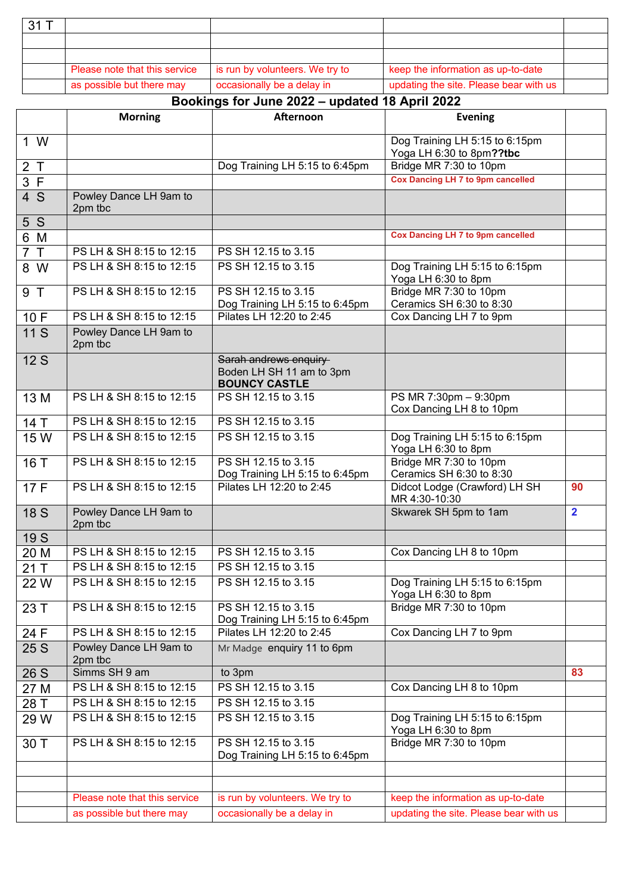| 31 T | | | | |
|---|---|---|---|---|
| | | | | |
| | | | | |
| | Please note that this service | is run by volunteers. We try to | keep the information as up-to-date | |
| | as possible but there may | occasionally be a delay in | updating the site. Please bear with us | |

## Bookings for June 2022 – updated 18 April 2022

| | Morning | Afternoon | Evening | |
|---|---|---|---|---|
| 1 W | | | Dog Training LH 5:15 to 6:15pm<br>Yoga LH 6:30 to 8pm**??tbc** | |
| 2 T | | Dog Training LH 5:15 to 6:45pm | Bridge MR 7:30 to 10pm | |
| 3 F | | | **Cox Dancing LH 7 to 9pm cancelled** | |
| 4 S | Powley Dance LH 9am to 2pm tbc | | | |
| 5 S | | | | |
| 6 M | | | **Cox Dancing LH 7 to 9pm cancelled** | |
| 7 T | PS LH & SH 8:15 to 12:15 | PS SH 12.15 to 3.15 | | |
| 8 W | PS LH & SH 8:15 to 12:15 | PS SH 12.15 to 3.15 | Dog Training LH 5:15 to 6:15pm<br>Yoga LH 6:30 to 8pm | |
| 9 T | PS LH & SH 8:15 to 12:15 | PS SH 12.15 to 3.15<br>Dog Training LH 5:15 to 6:45pm | Bridge MR 7:30 to 10pm<br>Ceramics SH 6:30 to 8:30 | |
| 10 F | PS LH & SH 8:15 to 12:15 | Pilates LH 12:20 to 2:45 | Cox Dancing LH 7 to 9pm | |
| 11 S | Powley Dance LH 9am to 2pm tbc | | | |
| 12 S | | ~~Sarah andrews enquiry~~<br>Boden LH SH 11 am to 3pm<br>**BOUNCY CASTLE** | | |
| 13 M | PS LH & SH 8:15 to 12:15 | PS SH 12.15 to 3.15 | PS MR 7:30pm – 9:30pm<br>Cox Dancing LH 8 to 10pm | |
| 14 T | PS LH & SH 8:15 to 12:15 | PS SH 12.15 to 3.15 | | |
| 15 W | PS LH & SH 8:15 to 12:15 | PS SH 12.15 to 3.15 | Dog Training LH 5:15 to 6:15pm<br>Yoga LH 6:30 to 8pm | |
| 16 T | PS LH & SH 8:15 to 12:15 | PS SH 12.15 to 3.15<br>Dog Training LH 5:15 to 6:45pm | Bridge MR 7:30 to 10pm<br>Ceramics SH 6:30 to 8:30 | |
| 17 F | PS LH & SH 8:15 to 12:15 | Pilates LH 12:20 to 2:45 | Didcot Lodge (Crawford) LH SH MR 4:30-10:30 | **90** |
| 18 S | Powley Dance LH 9am to 2pm tbc | | Skwarek SH 5pm to 1am | **2** |
| 19 S | | | | |
| 20 M | PS LH & SH 8:15 to 12:15 | PS SH 12.15 to 3.15 | Cox Dancing LH 8 to 10pm | |
| 21 T | PS LH & SH 8:15 to 12:15 | PS SH 12.15 to 3.15 | | |
| 22 W | PS LH & SH 8:15 to 12:15 | PS SH 12.15 to 3.15 | Dog Training LH 5:15 to 6:15pm<br>Yoga LH 6:30 to 8pm | |
| 23 T | PS LH & SH 8:15 to 12:15 | PS SH 12.15 to 3.15<br>Dog Training LH 5:15 to 6:45pm | Bridge MR 7:30 to 10pm | |
| 24 F | PS LH & SH 8:15 to 12:15 | Pilates LH 12:20 to 2:45 | Cox Dancing LH 7 to 9pm | |
| 25 S | Powley Dance LH 9am to 2pm tbc | Mr Madge enquiry 11 to 6pm | | |
| 26 S | Simms SH 9 am | to 3pm | | **83** |
| 27 M | PS LH & SH 8:15 to 12:15 | PS SH 12.15 to 3.15 | Cox Dancing LH 8 to 10pm | |
| 28 T | PS LH & SH 8:15 to 12:15 | PS SH 12.15 to 3.15 | | |
| 29 W | PS LH & SH 8:15 to 12:15 | PS SH 12.15 to 3.15 | Dog Training LH 5:15 to 6:15pm<br>Yoga LH 6:30 to 8pm | |
| 30 T | PS LH & SH 8:15 to 12:15 | PS SH 12.15 to 3.15<br>Dog Training LH 5:15 to 6:45pm | Bridge MR 7:30 to 10pm | |
| | | | | |
| | | | | |
| | Please note that this service | is run by volunteers. We try to | keep the information as up-to-date | |
| | as possible but there may | occasionally be a delay in | updating the site. Please bear with us | |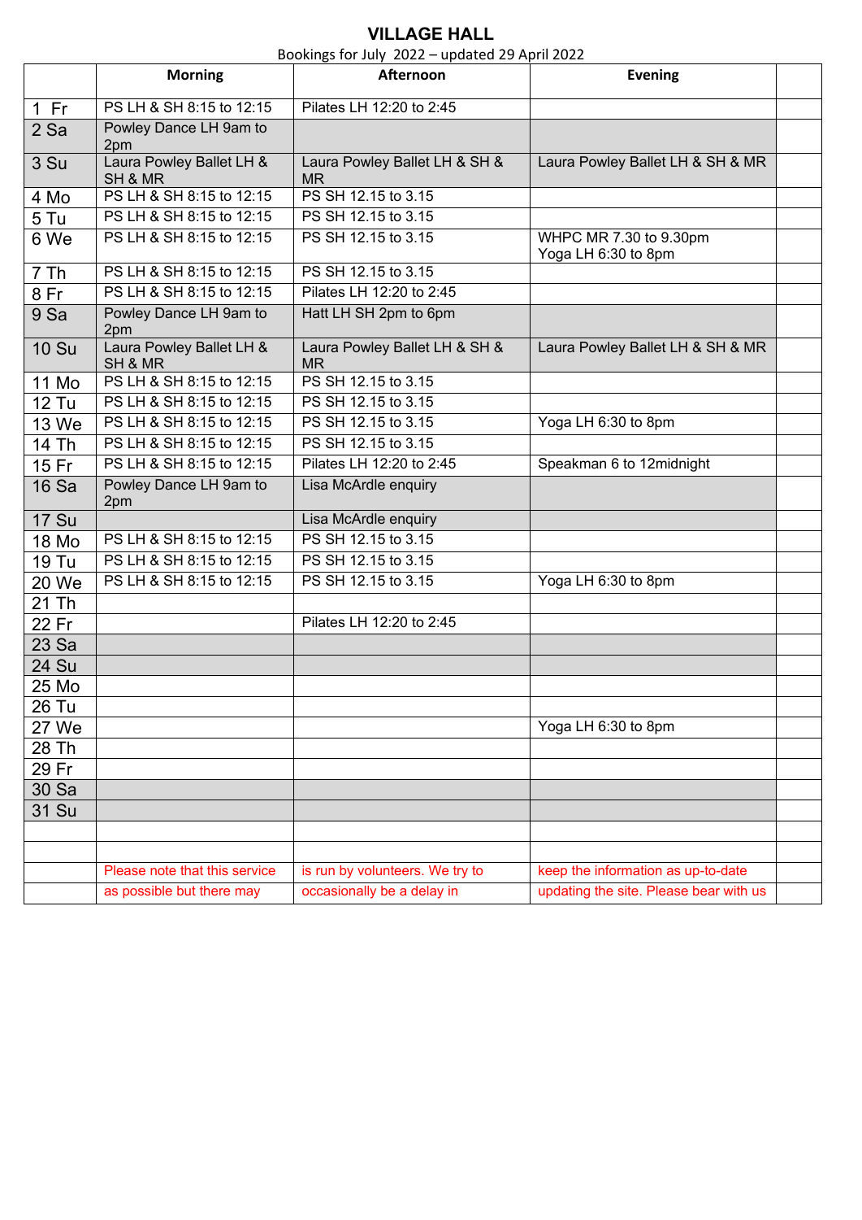# VILLAGE HALL

Bookings for July 2022 – updated 29 April 2022

| | Morning | Afternoon | Evening | |
|---|---|---|---|---|
| 1 Fr | PS LH & SH 8:15 to 12:15 | Pilates LH 12:20 to 2:45 | | |
| 2 Sa | Powley Dance LH 9am to 2pm | | | |
| 3 Su | Laura Powley Ballet LH & SH & MR | Laura Powley Ballet LH & SH & MR | Laura Powley Ballet LH & SH & MR | |
| 4 Mo | PS LH & SH 8:15 to 12:15 | PS SH 12.15 to 3.15 | | |
| 5 Tu | PS LH & SH 8:15 to 12:15 | PS SH 12.15 to 3.15 | | |
| 6 We | PS LH & SH 8:15 to 12:15 | PS SH 12.15 to 3.15 | WHPC MR 7.30 to 9.30pm<br>Yoga LH 6:30 to 8pm | |
| 7 Th | PS LH & SH 8:15 to 12:15 | PS SH 12.15 to 3.15 | | |
| 8 Fr | PS LH & SH 8:15 to 12:15 | Pilates LH 12:20 to 2:45 | | |
| 9 Sa | Powley Dance LH 9am to 2pm | Hatt LH SH 2pm to 6pm | | |
| 10 Su | Laura Powley Ballet LH & SH & MR | Laura Powley Ballet LH & SH & MR | Laura Powley Ballet LH & SH & MR | |
| 11 Mo | PS LH & SH 8:15 to 12:15 | PS SH 12.15 to 3.15 | | |
| 12 Tu | PS LH & SH 8:15 to 12:15 | PS SH 12.15 to 3.15 | | |
| 13 We | PS LH & SH 8:15 to 12:15 | PS SH 12.15 to 3.15 | Yoga LH 6:30 to 8pm | |
| 14 Th | PS LH & SH 8:15 to 12:15 | PS SH 12.15 to 3.15 | | |
| 15 Fr | PS LH & SH 8:15 to 12:15 | Pilates LH 12:20 to 2:45 | Speakman 6 to 12midnight | |
| 16 Sa | Powley Dance LH 9am to 2pm | Lisa McArdle enquiry | | |
| 17 Su | | Lisa McArdle enquiry | | |
| 18 Mo | PS LH & SH 8:15 to 12:15 | PS SH 12.15 to 3.15 | | |
| 19 Tu | PS LH & SH 8:15 to 12:15 | PS SH 12.15 to 3.15 | | |
| 20 We | PS LH & SH 8:15 to 12:15 | PS SH 12.15 to 3.15 | Yoga LH 6:30 to 8pm | |
| 21 Th | | | | |
| 22 Fr | | Pilates LH 12:20 to 2:45 | | |
| 23 Sa | | | | |
| 24 Su | | | | |
| 25 Mo | | | | |
| 26 Tu | | | | |
| 27 We | | | Yoga LH 6:30 to 8pm | |
| 28 Th | | | | |
| 29 Fr | | | | |
| 30 Sa | | | | |
| 31 Su | | | | |
| | | | | |
| | | | | |
| | Please note that this service | is run by volunteers. We try to | keep the information as up-to-date | |
| | as possible but there may | occasionally be a delay in | updating the site. Please bear with us | |